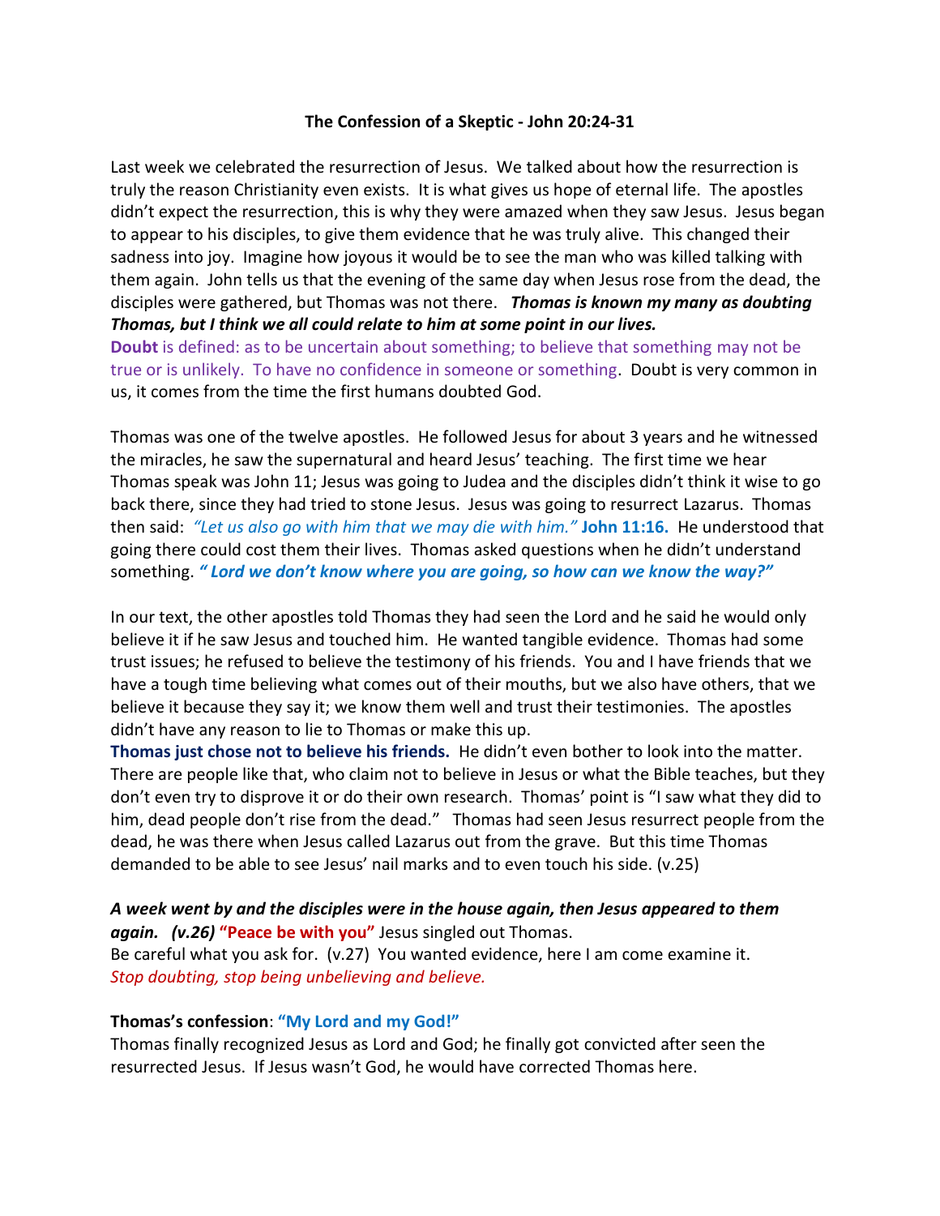**The Confession of a Skeptic - John 20:24-31**

Last week we celebrated the resurrection of Jesus. We talked about how the resurrection is truly the reason Christianity even exists. It is what gives us hope of eternal life. The apostles didn't expect the resurrection, this is why they were amazed when they saw Jesus. Jesus began to appear to his disciples, to give them evidence that he was truly alive. This changed their sadness into joy. Imagine how joyous it would be to see the man who was killed talking with them again. John tells us that the evening of the same day when Jesus rose from the dead, the disciples were gathered, but Thomas was not there. ***Thomas is known my many as doubting Thomas, but I think we all could relate to him at some point in our lives.***

**Doubt** is defined: as to be uncertain about something; to believe that something may not be true or is unlikely. To have no confidence in someone or something. Doubt is very common in us, it comes from the time the first humans doubted God.

Thomas was one of the twelve apostles. He followed Jesus for about 3 years and he witnessed the miracles, he saw the supernatural and heard Jesus' teaching. The first time we hear Thomas speak was John 11; Jesus was going to Judea and the disciples didn't think it wise to go back there, since they had tried to stone Jesus. Jesus was going to resurrect Lazarus. Thomas then said: *"Let us also go with him that we may die with him."* **John 11:16.** He understood that going there could cost them their lives. Thomas asked questions when he didn't understand something. ***" Lord we don't know where you are going, so how can we know the way?"***

In our text, the other apostles told Thomas they had seen the Lord and he said he would only believe it if he saw Jesus and touched him. He wanted tangible evidence. Thomas had some trust issues; he refused to believe the testimony of his friends. You and I have friends that we have a tough time believing what comes out of their mouths, but we also have others, that we believe it because they say it; we know them well and trust their testimonies. The apostles didn't have any reason to lie to Thomas or make this up.

**Thomas just chose not to believe his friends.** He didn't even bother to look into the matter. There are people like that, who claim not to believe in Jesus or what the Bible teaches, but they don't even try to disprove it or do their own research. Thomas' point is "I saw what they did to him, dead people don't rise from the dead." Thomas had seen Jesus resurrect people from the dead, he was there when Jesus called Lazarus out from the grave. But this time Thomas demanded to be able to see Jesus' nail marks and to even touch his side. (v.25)

***A week went by and the disciples were in the house again, then Jesus appeared to them again. (v.26)*** **"Peace be with you"** Jesus singled out Thomas.
Be careful what you ask for. (v.27) You wanted evidence, here I am come examine it.
*Stop doubting, stop being unbelieving and believe.*

**Thomas's confession**: **"My Lord and my God!"**
Thomas finally recognized Jesus as Lord and God; he finally got convicted after seen the resurrected Jesus. If Jesus wasn't God, he would have corrected Thomas here.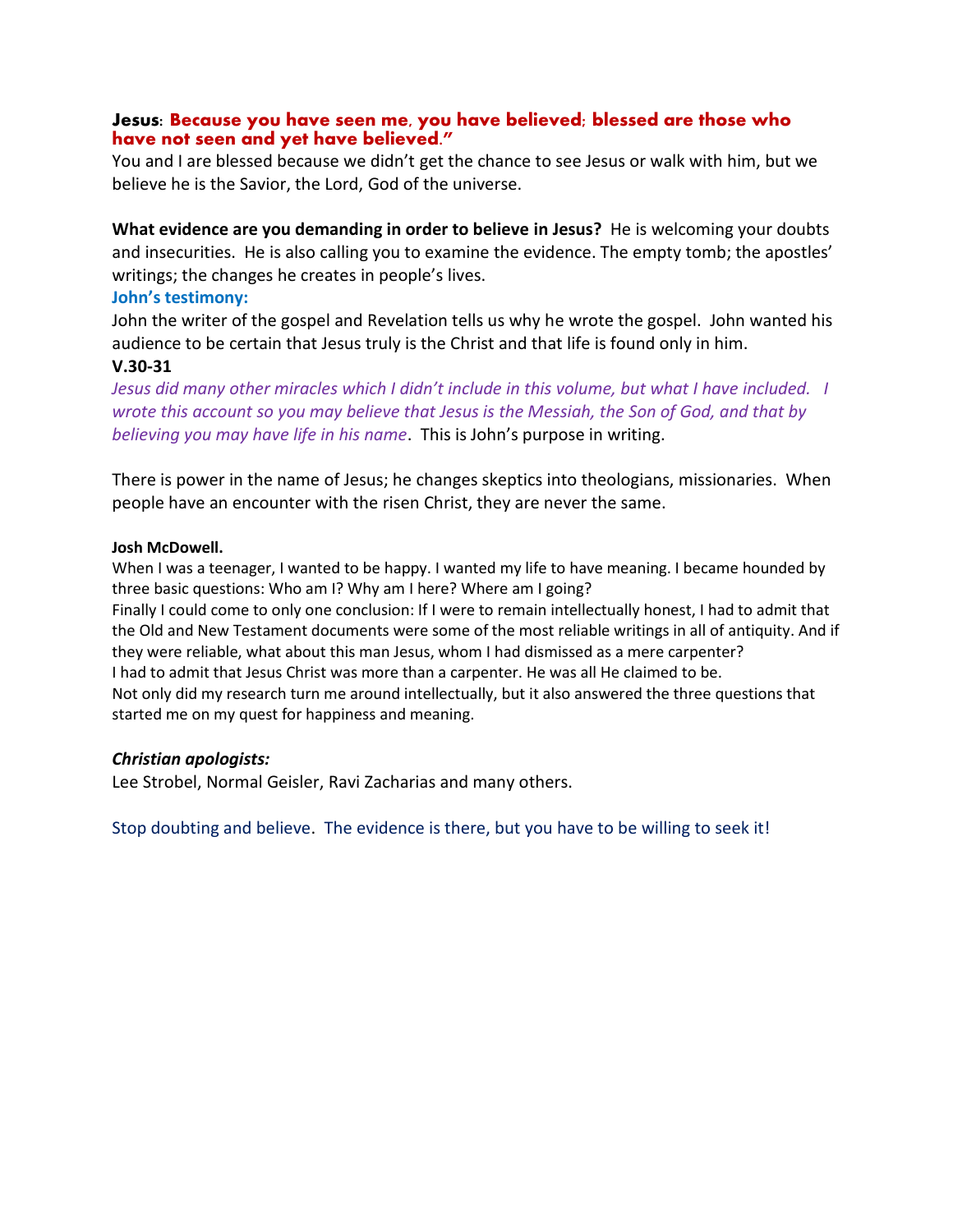**Jesus**: **Because you have seen me, you have believed; blessed are those who have not seen and yet have believed."**

You and I are blessed because we didn't get the chance to see Jesus or walk with him, but we believe he is the Savior, the Lord, God of the universe.

**What evidence are you demanding in order to believe in Jesus?** He is welcoming your doubts and insecurities. He is also calling you to examine the evidence. The empty tomb; the apostles' writings; the changes he creates in people's lives.

**John's testimony:**

John the writer of the gospel and Revelation tells us why he wrote the gospel. John wanted his audience to be certain that Jesus truly is the Christ and that life is found only in him.

**V.30-31**

*Jesus did many other miracles which I didn't include in this volume, but what I have included. I wrote this account so you may believe that Jesus is the Messiah, the Son of God, and that by believing you may have life in his name*. This is John's purpose in writing.

There is power in the name of Jesus; he changes skeptics into theologians, missionaries. When people have an encounter with the risen Christ, they are never the same.

**Josh McDowell.**

When I was a teenager, I wanted to be happy. I wanted my life to have meaning. I became hounded by three basic questions: Who am I? Why am I here? Where am I going?

Finally I could come to only one conclusion: If I were to remain intellectually honest, I had to admit that the Old and New Testament documents were some of the most reliable writings in all of antiquity. And if they were reliable, what about this man Jesus, whom I had dismissed as a mere carpenter?

I had to admit that Jesus Christ was more than a carpenter. He was all He claimed to be.

Not only did my research turn me around intellectually, but it also answered the three questions that started me on my quest for happiness and meaning.

***Christian apologists:***

Lee Strobel, Normal Geisler, Ravi Zacharias and many others.

Stop doubting and believe. The evidence is there, but you have to be willing to seek it!